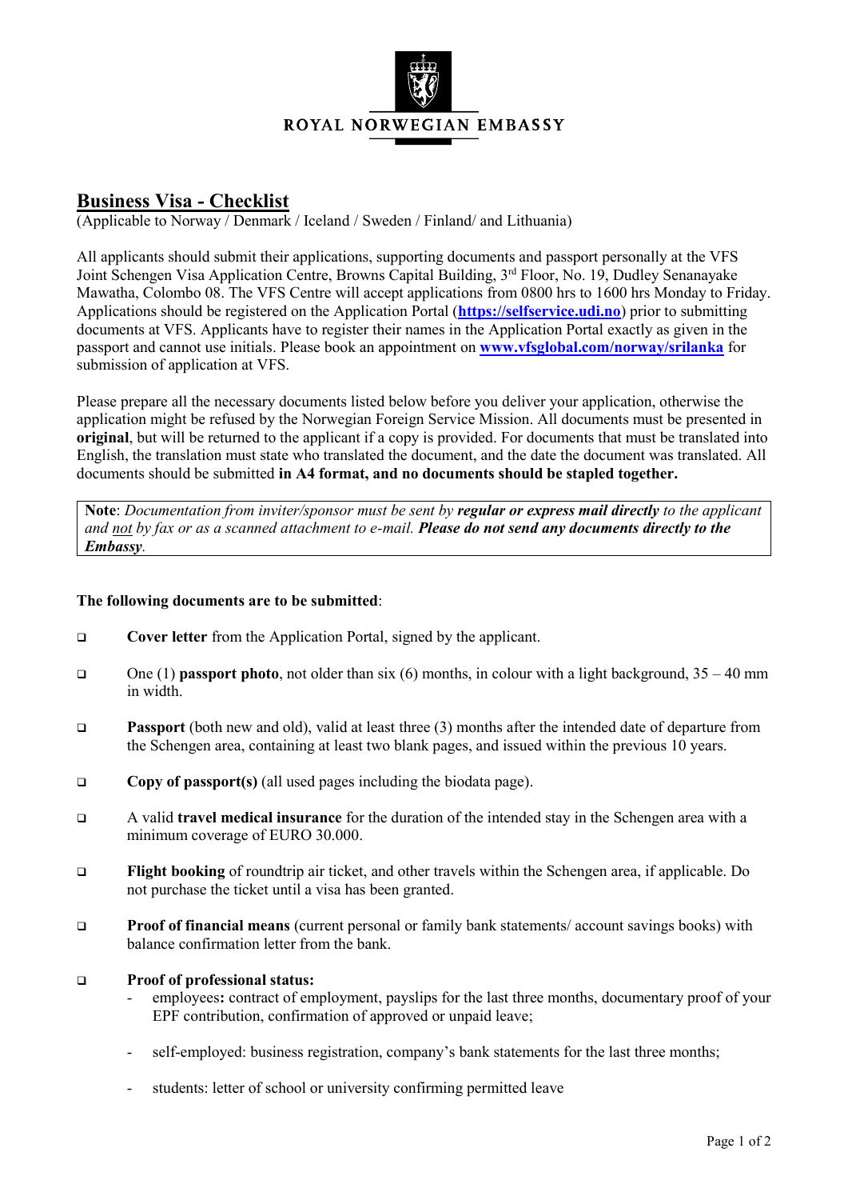ROYAL NORWEGIAN EMBASSY

# Business Visa - Checklist

(Applicable to Norway / Denmark / Iceland / Sweden / Finland/ and Lithuania)

All applicants should submit their applications, supporting documents and passport personally at the VFS Joint Schengen Visa Application Centre, Browns Capital Building, 3rd Floor, No. 19, Dudley Senanayake Mawatha, Colombo 08. The VFS Centre will accept applications from 0800 hrs to 1600 hrs Monday to Friday. Applications should be registered on the Application Portal (**https://selfservice.udi.no**) prior to submitting documents at VFS. Applicants have to register their names in the Application Portal exactly as given in the passport and cannot use initials. Please book an appointment on **www.vfsglobal.com/norway/srilanka** for submission of application at VFS.

Please prepare all the necessary documents listed below before you deliver your application, otherwise the application might be refused by the Norwegian Foreign Service Mission. All documents must be presented in **original**, but will be returned to the applicant if a copy is provided. For documents that must be translated into English, the translation must state who translated the document, and the date the document was translated. All documents should be submitted **in A4 format, and no documents should be stapled together.**

> **Note**: *Documentation from inviter/sponsor must be sent by* ***regular or express mail directly*** *to the applicant and* *not* *by fax or as a scanned attachment to e-mail.* ***Please do not send any documents directly to the Embassy***.

**The following documents are to be submitted**:

- ☐ **Cover letter** from the Application Portal, signed by the applicant.
- ☐ One (1) **passport photo**, not older than six (6) months, in colour with a light background, 35 – 40 mm in width.
- ☐ **Passport** (both new and old), valid at least three (3) months after the intended date of departure from the Schengen area, containing at least two blank pages, and issued within the previous 10 years.
- ☐ **Copy of passport(s)** (all used pages including the biodata page).
- ☐ A valid **travel medical insurance** for the duration of the intended stay in the Schengen area with a minimum coverage of EURO 30.000.
- ☐ **Flight booking** of roundtrip air ticket, and other travels within the Schengen area, if applicable. Do not purchase the ticket until a visa has been granted.
- ☐ **Proof of financial means** (current personal or family bank statements/ account savings books) with balance confirmation letter from the bank.
- ☐ **Proof of professional status:**
  - employees**:** contract of employment, payslips for the last three months, documentary proof of your EPF contribution, confirmation of approved or unpaid leave;
  - self-employed: business registration, company's bank statements for the last three months;
  - students: letter of school or university confirming permitted leave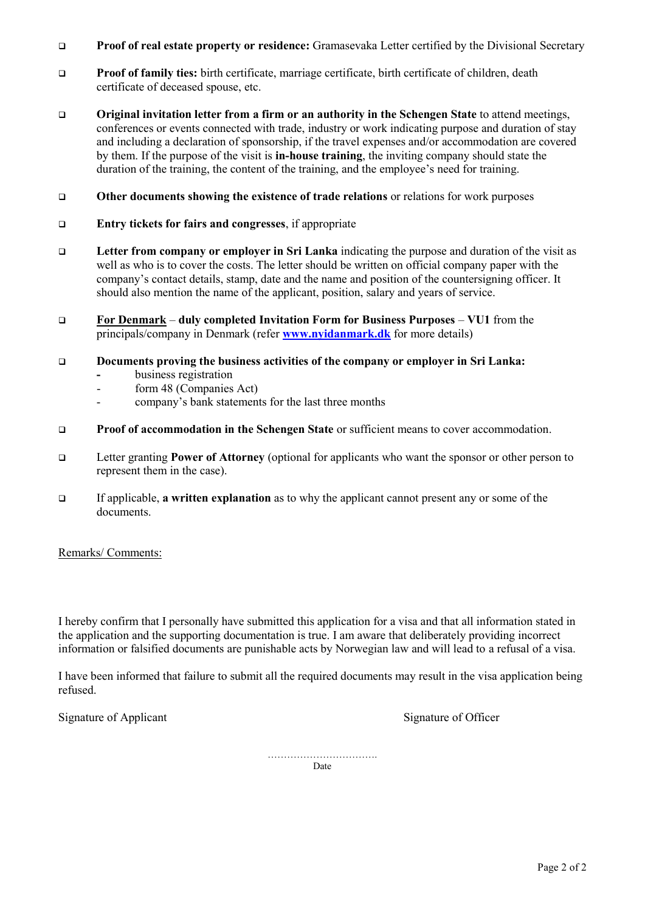- **Proof of real estate property or residence:** Gramasevaka Letter certified by the Divisional Secretary
- **Proof of family ties:** birth certificate, marriage certificate, birth certificate of children, death certificate of deceased spouse, etc.
- **Original invitation letter from a firm or an authority in the Schengen State** to attend meetings, conferences or events connected with trade, industry or work indicating purpose and duration of stay and including a declaration of sponsorship, if the travel expenses and/or accommodation are covered by them. If the purpose of the visit is **in-house training**, the inviting company should state the duration of the training, the content of the training, and the employee's need for training.
- **Other documents showing the existence of trade relations** or relations for work purposes
- **Entry tickets for fairs and congresses**, if appropriate
- **Letter from company or employer in Sri Lanka** indicating the purpose and duration of the visit as well as who is to cover the costs. The letter should be written on official company paper with the company's contact details, stamp, date and the name and position of the countersigning officer. It should also mention the name of the applicant, position, salary and years of service.
- **For Denmark** – **duly completed Invitation Form for Business Purposes** – **VU1** from the principals/company in Denmark (refer **www.nyidanmark.dk** for more details)
- **Documents proving the business activities of the company or employer in Sri Lanka:**
  - business registration
  - form 48 (Companies Act)
  - company's bank statements for the last three months
- **Proof of accommodation in the Schengen State** or sufficient means to cover accommodation.
- Letter granting **Power of Attorney** (optional for applicants who want the sponsor or other person to represent them in the case).
- If applicable, **a written explanation** as to why the applicant cannot present any or some of the documents.

Remarks/ Comments:

I hereby confirm that I personally have submitted this application for a visa and that all information stated in the application and the supporting documentation is true. I am aware that deliberately providing incorrect information or falsified documents are punishable acts by Norwegian law and will lead to a refusal of a visa.

I have been informed that failure to submit all the required documents may result in the visa application being refused.

Signature of Applicant                                        Signature of Officer

…………………………….
Date